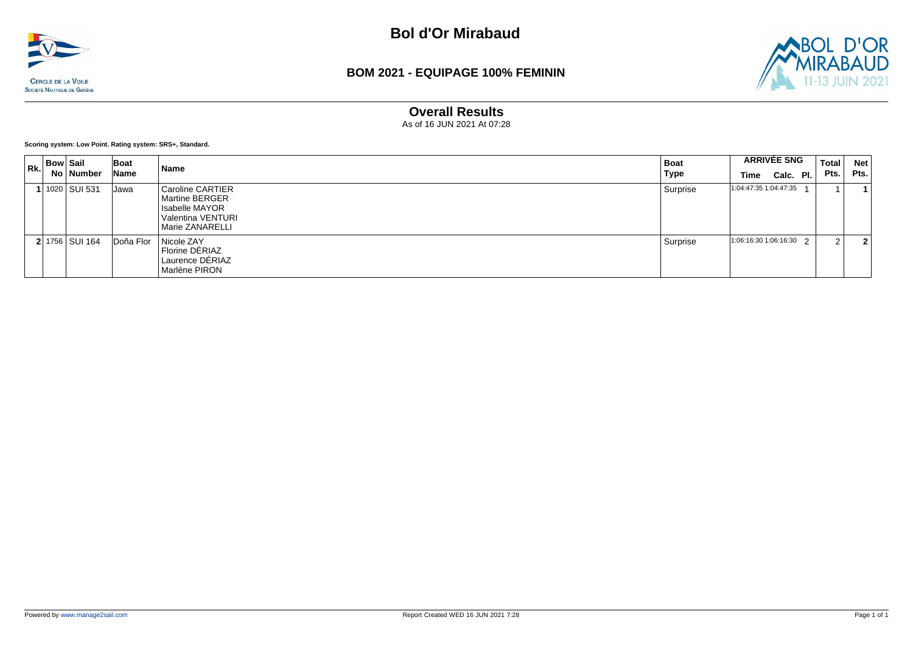# Bol d'Or Mirabaud

## BOM 2021 - EQUIPAGE 100% FEMININ

### Overall Results

As of 16 JUN 2021 At 07:28

**Scoring system: Low Point. Rating system: SRS+, Standard.**

| Rk. | Bow No | Sail Number | Boat Name | Name | Boat Type | ARRIVÉE SNG Time | Calc. | Pl. | Total Pts. | Net Pts. |
|---|---|---|---|---|---|---|---|---|---|---|
| **1** | 1020 | SUI 531 | Jawa | Caroline CARTIER<br>Martine BERGER<br>Isabelle MAYOR<br>Valentina VENTURI<br>Marie ZANARELLI | Surprise | 1:04:47:35 | 1:04:47:35 | 1 | 1 | **1** |
| **2** | 1756 | SUI 164 | Doña Flor | Nicole ZAY<br>Florine DÉRIAZ<br>Laurence DÉRIAZ<br>Marlène PIRON | Surprise | 1:06:16:30 | 1:06:16:30 | 2 | 2 | **2** |

Powered by www.manage2sail.com

Report Created WED 16 JUN 2021 7:28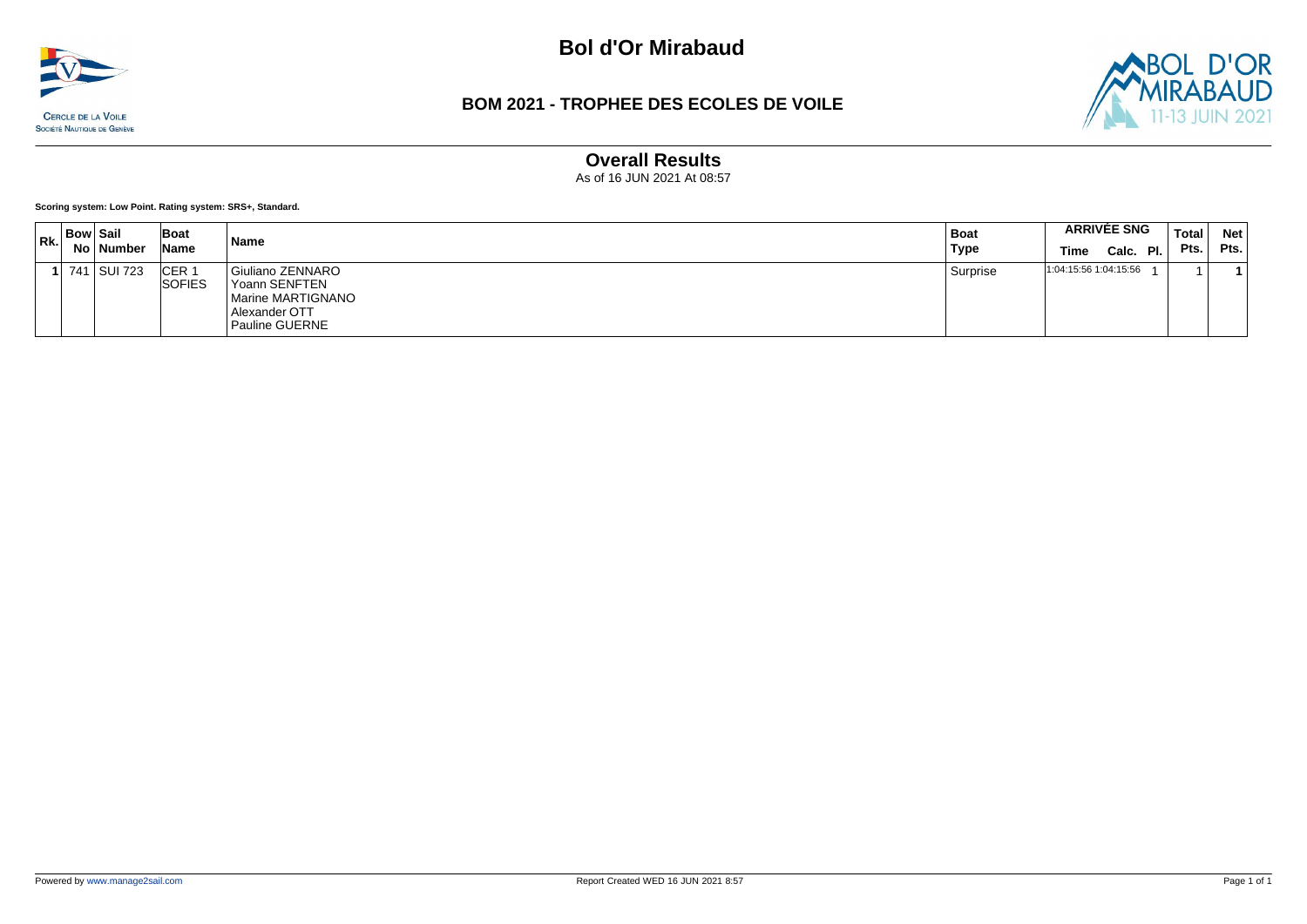# Bol d'Or Mirabaud

## BOM 2021 - TROPHEE DES ECOLES DE VOILE

### Overall Results

As of 16 JUN 2021 At 08:57

**Scoring system: Low Point. Rating system: SRS+, Standard.**

| Rk. | Bow No | Sail Number | Boat Name | Name | Boat Type | ARRIVÉE SNG Time | ARRIVÉE SNG Calc. | ARRIVÉE SNG Pl. | Total Pts. | Net Pts. |
|---|---|---|---|---|---|---|---|---|---|---|
| **1** | 741 | SUI 723 | CER 1 SOFIES | Giuliano ZENNARO<br>Yoann SENFTEN<br>Marine MARTIGNANO<br>Alexander OTT<br>Pauline GUERNE | Surprise | 1:04:15:56 | 1:04:15:56 | 1 | 1 | **1** |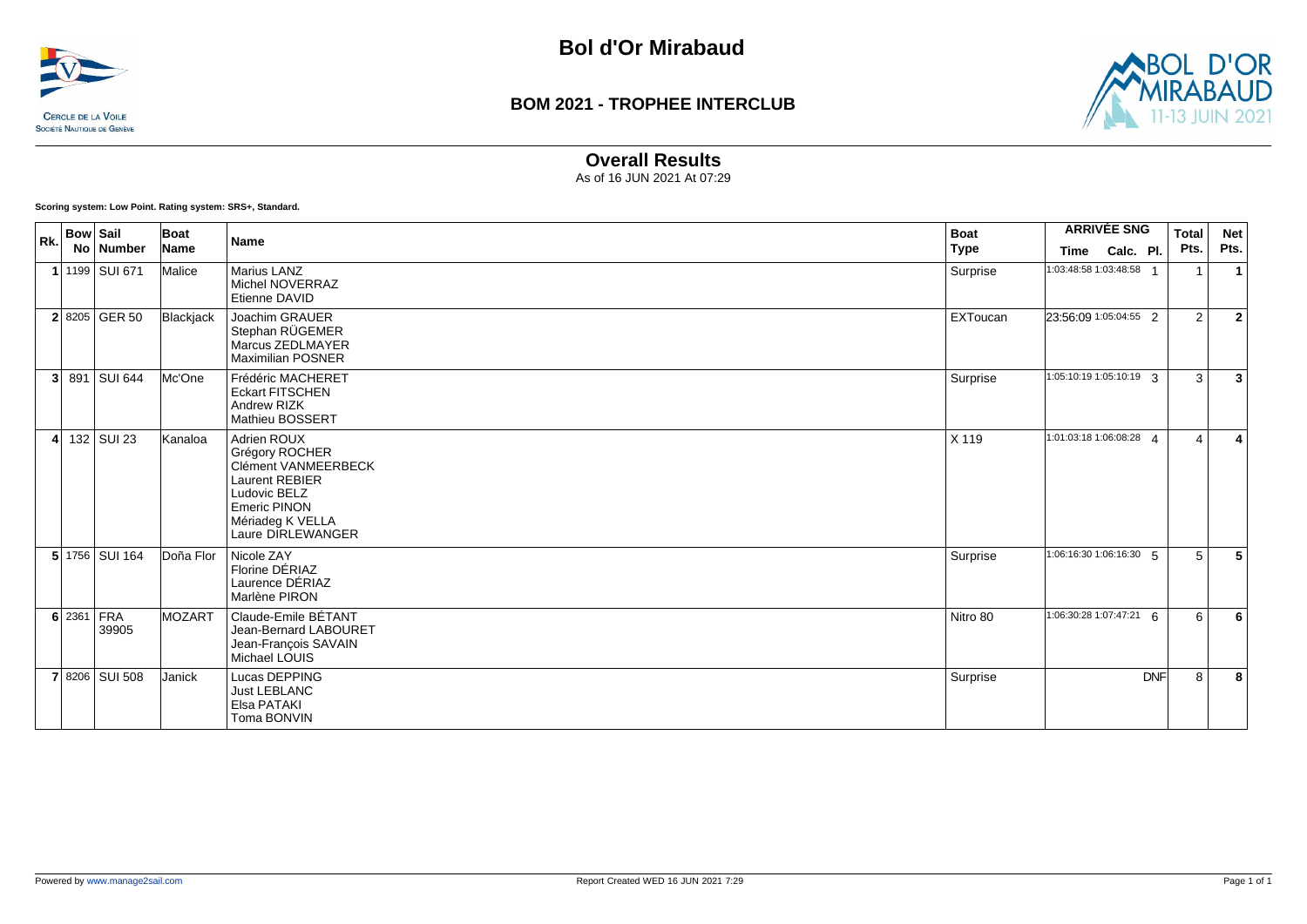# Bol d'Or Mirabaud

## BOM 2021 - TROPHEE INTERCLUB

### Overall Results

As of 16 JUN 2021 At 07:29

**Scoring system: Low Point. Rating system: SRS+, Standard.**

| Rk. | Bow No | Sail Number | Boat Name | Name | Boat Type | ARRIVÉE SNG Time | Calc. | Pl. | Total Pts. | Net Pts. |
|---|---|---|---|---|---|---|---|---|---|---|
| 1 | 1199 | SUI 671 | Malice | Marius LANZ<br>Michel NOVERRAZ<br>Etienne DAVID | Surprise | 1:03:48:58 | 1:03:48:58 | 1 | 1 | 1 |
| 2 | 8205 | GER 50 | Blackjack | Joachim GRAUER<br>Stephan RÜGEMER<br>Marcus ZEDLMAYER<br>Maximilian POSNER | EXToucan | 23:56:09 | 1:05:04:55 | 2 | 2 | 2 |
| 3 | 891 | SUI 644 | Mc'One | Frédéric MACHERET<br>Eckart FITSCHEN<br>Andrew RIZK<br>Mathieu BOSSERT | Surprise | 1:05:10:19 | 1:05:10:19 | 3 | 3 | 3 |
| 4 | 132 | SUI 23 | Kanaloa | Adrien ROUX<br>Grégory ROCHER<br>Clément VANMEERBECK<br>Laurent REBIER<br>Ludovic BELZ<br>Emeric PINON<br>Mériadeg K VELLA<br>Laure DIRLEWANGER | X 119 | 1:01:03:18 | 1:06:08:28 | 4 | 4 | 4 |
| 5 | 1756 | SUI 164 | Doña Flor | Nicole ZAY<br>Florine DÉRIAZ<br>Laurence DÉRIAZ<br>Marlène PIRON | Surprise | 1:06:16:30 | 1:06:16:30 | 5 | 5 | 5 |
| 6 | 2361 | FRA 39905 | MOZART | Claude-Emile BÉTANT<br>Jean-Bernard LABOURET<br>Jean-François SAVAIN<br>Michael LOUIS | Nitro 80 | 1:06:30:28 | 1:07:47:21 | 6 | 6 | 6 |
| 7 | 8206 | SUI 508 | Janick | Lucas DEPPING<br>Just LEBLANC<br>Elsa PATAKI<br>Toma BONVIN | Surprise | | | DNF | 8 | 8 |